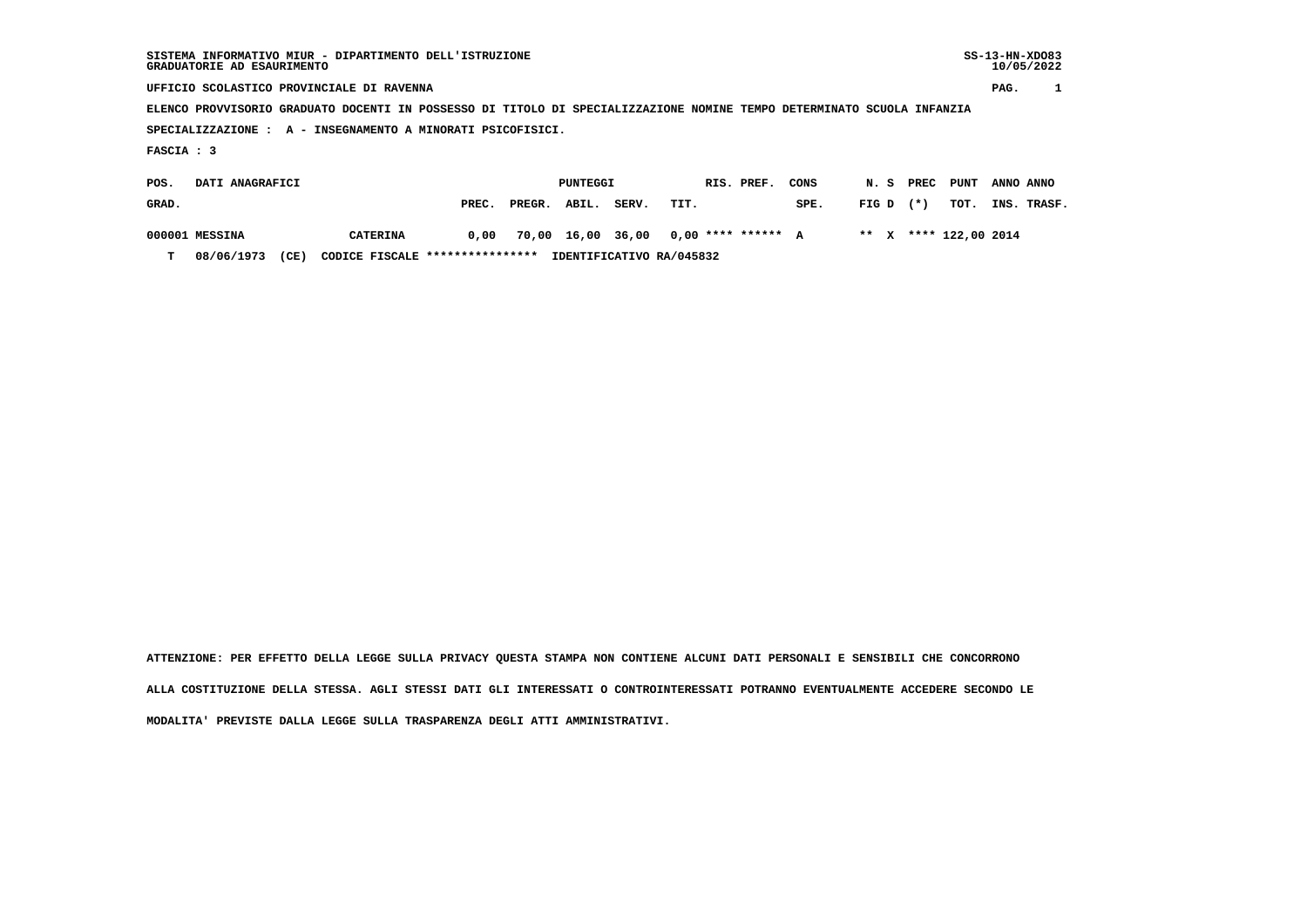SISTEMA INFORMATIVO MIUR - DIPARTIMENTO DELL'ISTRUZIONE SS-13-HN-XDO83
GRADUATORIE AD ESAURIMENTO 10/05/2022

UFFICIO SCOLASTICO PROVINCIALE DI RAVENNA PAG. 1

ELENCO PROVVISORIO GRADUATO DOCENTI IN POSSESSO DI TITOLO DI SPECIALIZZAZIONE NOMINE TEMPO DETERMINATO SCUOLA INFANZIA

SPECIALIZZAZIONE : A - INSEGNAMENTO A MINORATI PSICOFISICI.

FASCIA : 3

| POS. GRAD. | DATI ANAGRAFICI | | PUNTEGGI PREC. | PREGR. | ABIL. | SERV. | TIT. | RIS. | PREF. | CONS SPE. | N. FIG | S D | PREC (*) | PUNT TOT. | ANNO INS. | ANNO TRASF. |
|---|---|---|---|---|---|---|---|---|---|---|---|---|---|---|---|---|
| 000001 | MESSINA | CATERINA | 0,00 | 70,00 | 16,00 | 36,00 | 0,00 | **** | ****** | A | ** | X | **** | 122,00 | 2014 | |
| T | 08/06/1973 (CE) | CODICE FISCALE **************** | IDENTIFICATIVO RA/045832 | | | | | | | | | | | | | |

ATTENZIONE: PER EFFETTO DELLA LEGGE SULLA PRIVACY QUESTA STAMPA NON CONTIENE ALCUNI DATI PERSONALI E SENSIBILI CHE CONCORRONO ALLA COSTITUZIONE DELLA STESSA. AGLI STESSI DATI GLI INTERESSATI O CONTROINTERESSATI POTRANNO EVENTUALMENTE ACCEDERE SECONDO LE MODALITA' PREVISTE DALLA LEGGE SULLA TRASPARENZA DEGLI ATTI AMMINISTRATIVI.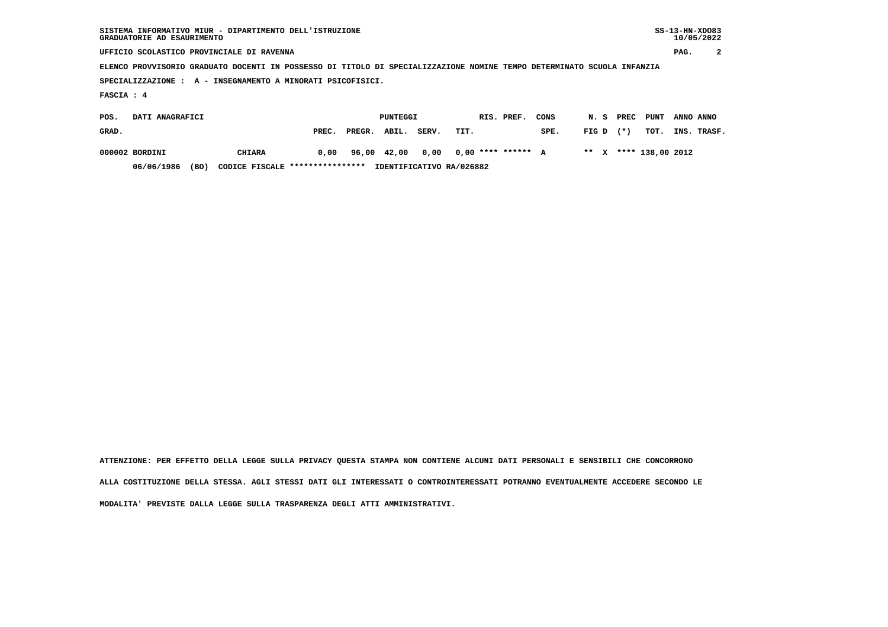SISTEMA INFORMATIVO MIUR - DIPARTIMENTO DELL'ISTRUZIONE
GRADUATORIE AD ESAURIMENTO

SS-13-HN-XDO83
10/05/2022

UFFICIO SCOLASTICO PROVINCIALE DI RAVENNA

ELENCO PROVVISORIO GRADUATO DOCENTI IN POSSESSO DI TITOLO DI SPECIALIZZAZIONE NOMINE TEMPO DETERMINATO SCUOLA INFANZIA

SPECIALIZZAZIONE : A - INSEGNAMENTO A MINORATI PSICOFISICI.

FASCIA : 4

| POS. GRAD. | DATI ANAGRAFICI | | PUNTEGGI PREC. | PREGR. | ABIL. | SERV. | TIT. | RIS. | PREF. | CONS SPE. | N. FIG | S D | PREC (*) | PUNT TOT. | ANNO INS. | ANNO TRASF. |
|---|---|---|---|---|---|---|---|---|---|---|---|---|---|---|---|---|
| 000002 | BORDINI | CHIARA | 0,00 | 96,00 | 42,00 | 0,00 | 0,00 | **** | ****** | A | ** | X | **** | 138,00 | 2012 | |
| | 06/06/1986 (BO) | CODICE FISCALE **************** IDENTIFICATIVO RA/026882 | | | | | | | | | | | | | | |

ATTENZIONE: PER EFFETTO DELLA LEGGE SULLA PRIVACY QUESTA STAMPA NON CONTIENE ALCUNI DATI PERSONALI E SENSIBILI CHE CONCORRONO ALLA COSTITUZIONE DELLA STESSA. AGLI STESSI DATI GLI INTERESSATI O CONTROINTERESSATI POTRANNO EVENTUALMENTE ACCEDERE SECONDO LE MODALITA' PREVISTE DALLA LEGGE SULLA TRASPARENZA DEGLI ATTI AMMINISTRATIVI.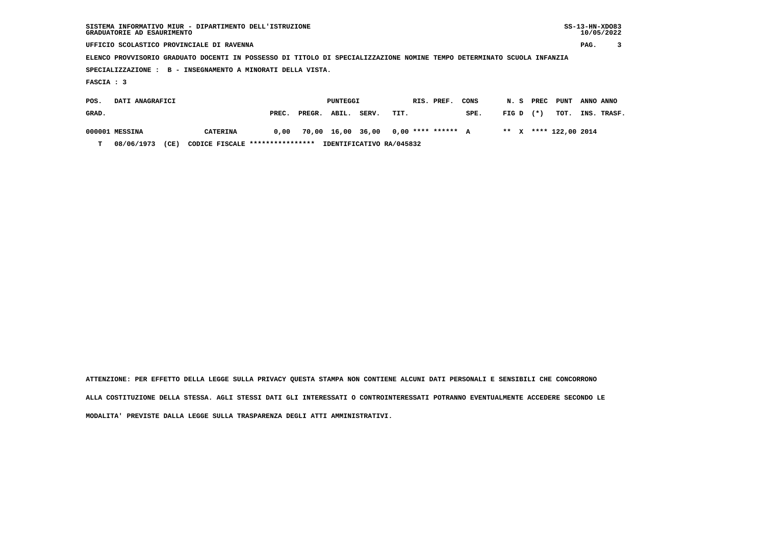SISTEMA INFORMATIVO MIUR - DIPARTIMENTO DELL'ISTRUZIONE
GRADUATORIE AD ESAURIMENTO

SS-13-HN-XDO83
10/05/2022

UFFICIO SCOLASTICO PROVINCIALE DI RAVENNA

ELENCO PROVVISORIO GRADUATO DOCENTI IN POSSESSO DI TITOLO DI SPECIALIZZAZIONE NOMINE TEMPO DETERMINATO SCUOLA INFANZIA

SPECIALIZZAZIONE : B - INSEGNAMENTO A MINORATI DELLA VISTA.

FASCIA : 3

| POS. GRAD. | DATI ANAGRAFICI | | PUNTEGGI PREC. | PREGR. | ABIL. | SERV. | TIT. | RIS. | PREF. | CONS SPE. | N. FIG | S D | PREC (*) | PUNT TOT. | ANNO INS. | ANNO TRASF. |
|---|---|---|---|---|---|---|---|---|---|---|---|---|---|---|---|---|
| 000001 | MESSINA | CATERINA | 0,00 | 70,00 | 16,00 | 36,00 | 0,00 | **** | ****** | A | ** | X | **** | 122,00 | 2014 | |
| T | 08/06/1973 (CE) | CODICE FISCALE **************** | IDENTIFICATIVO RA/045832 | | | | | | | | | | | | | |

ATTENZIONE: PER EFFETTO DELLA LEGGE SULLA PRIVACY QUESTA STAMPA NON CONTIENE ALCUNI DATI PERSONALI E SENSIBILI CHE CONCORRONO ALLA COSTITUZIONE DELLA STESSA. AGLI STESSI DATI GLI INTERESSATI O CONTROINTERESSATI POTRANNO EVENTUALMENTE ACCEDERE SECONDO LE MODALITA' PREVISTE DALLA LEGGE SULLA TRASPARENZA DEGLI ATTI AMMINISTRATIVI.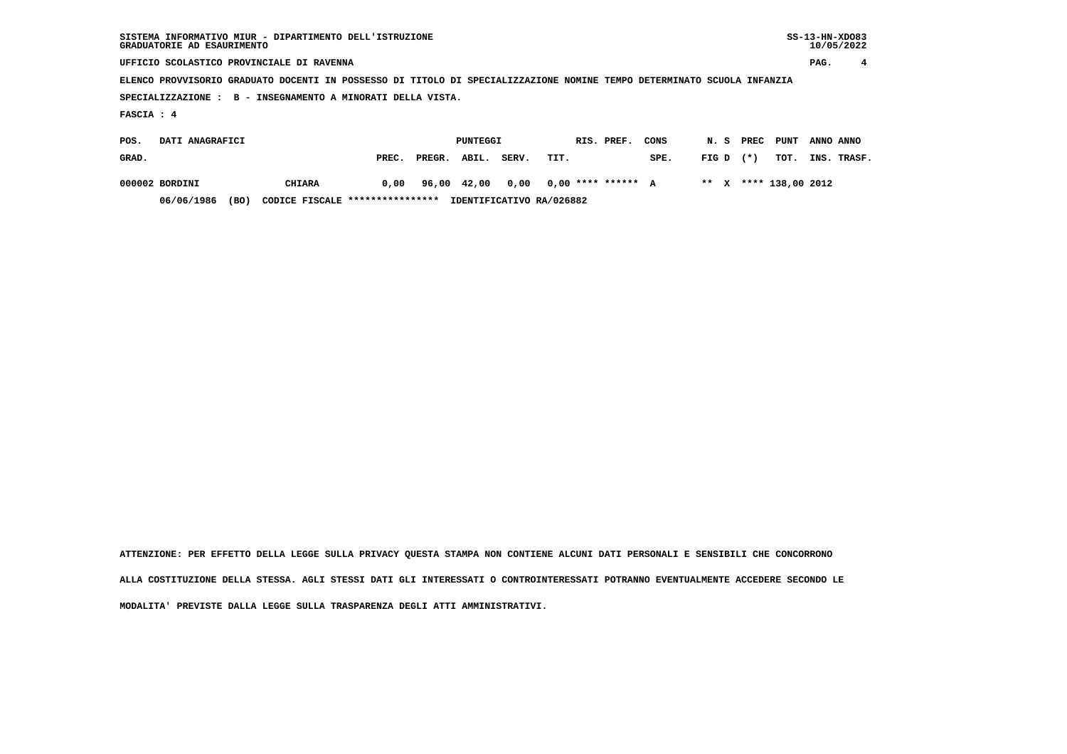SISTEMA INFORMATIVO MIUR - DIPARTIMENTO DELL'ISTRUZIONE
GRADUATORIE AD ESAURIMENTO

SS-13-HN-XDO83
10/05/2022

UFFICIO SCOLASTICO PROVINCIALE DI RAVENNA

ELENCO PROVVISORIO GRADUATO DOCENTI IN POSSESSO DI TITOLO DI SPECIALIZZAZIONE NOMINE TEMPO DETERMINATO SCUOLA INFANZIA

SPECIALIZZAZIONE : B - INSEGNAMENTO A MINORATI DELLA VISTA.

FASCIA : 4

| POS. GRAD. | DATI ANAGRAFICI | | PUNTEGGI PREC. | PREGR. | ABIL. | SERV. | TIT. | RIS. | PREF. | CONS SPE. | N. FIG | S D | PREC (*) | PUNT TOT. | ANNO INS. | ANNO TRASF. |
|---|---|---|---|---|---|---|---|---|---|---|---|---|---|---|---|---|
| 000002 | BORDINI | CHIARA | 0,00 | 96,00 | 42,00 | 0,00 | 0,00 | **** | ****** | A | ** | X | **** | 138,00 | 2012 | |
| | 06/06/1986 (BO) | CODICE FISCALE **************** | IDENTIFICATIVO RA/026882 | | | | | | | | | | | | | |

ATTENZIONE: PER EFFETTO DELLA LEGGE SULLA PRIVACY QUESTA STAMPA NON CONTIENE ALCUNI DATI PERSONALI E SENSIBILI CHE CONCORRONO ALLA COSTITUZIONE DELLA STESSA. AGLI STESSI DATI GLI INTERESSATI O CONTROINTERESSATI POTRANNO EVENTUALMENTE ACCEDERE SECONDO LE MODALITA' PREVISTE DALLA LEGGE SULLA TRASPARENZA DEGLI ATTI AMMINISTRATIVI.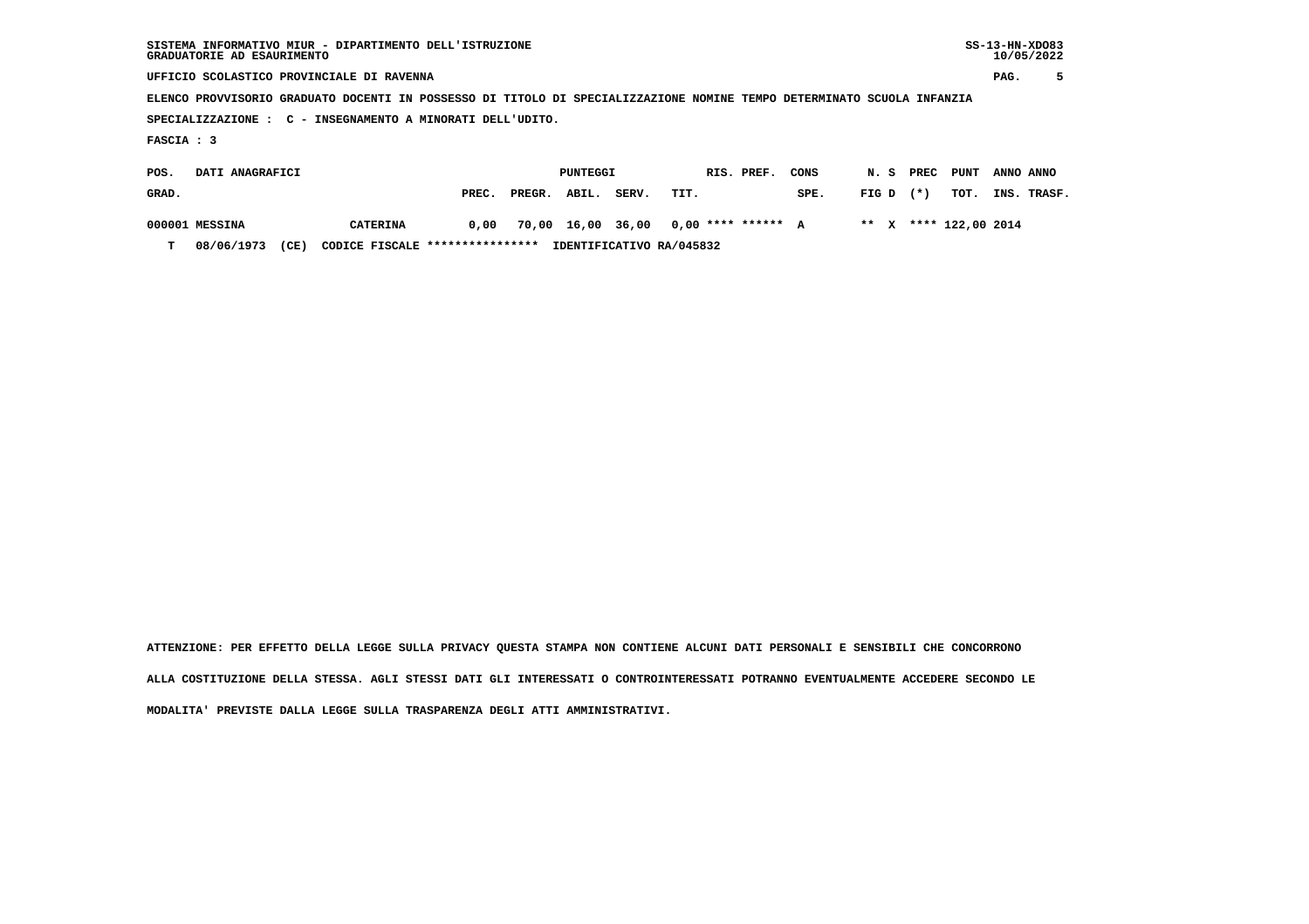SISTEMA INFORMATIVO MIUR - DIPARTIMENTO DELL'ISTRUZIONE
GRADUATORIE AD ESAURIMENTO

UFFICIO SCOLASTICO PROVINCIALE DI RAVENNA

ELENCO PROVVISORIO GRADUATO DOCENTI IN POSSESSO DI TITOLO DI SPECIALIZZAZIONE NOMINE TEMPO DETERMINATO SCUOLA INFANZIA

SPECIALIZZAZIONE : C - INSEGNAMENTO A MINORATI DELL'UDITO.

FASCIA : 3

| POS. GRAD. | DATI ANAGRAFICI | | PUNTEGGI PREC. | PREGR. | ABIL. | SERV. | TIT. | RIS. | PREF. | CONS SPE. | N. FIG | S D | PREC (*) | PUNT TOT. | ANNO INS. | ANNO TRASF. |
|---|---|---|---|---|---|---|---|---|---|---|---|---|---|---|---|---|
| 000001 | MESSINA | CATERINA | 0,00 | 70,00 | 16,00 | 36,00 | 0,00 | **** | ****** | A | ** | X | **** | 122,00 | 2014 | |
| T | 08/06/1973 (CE) | CODICE FISCALE **************** | IDENTIFICATIVO RA/045832 | | | | | | | | | | | | | |

ATTENZIONE: PER EFFETTO DELLA LEGGE SULLA PRIVACY QUESTA STAMPA NON CONTIENE ALCUNI DATI PERSONALI E SENSIBILI CHE CONCORRONO ALLA COSTITUZIONE DELLA STESSA. AGLI STESSI DATI GLI INTERESSATI O CONTROINTERESSATI POTRANNO EVENTUALMENTE ACCEDERE SECONDO LE MODALITA' PREVISTE DALLA LEGGE SULLA TRASPARENZA DEGLI ATTI AMMINISTRATIVI.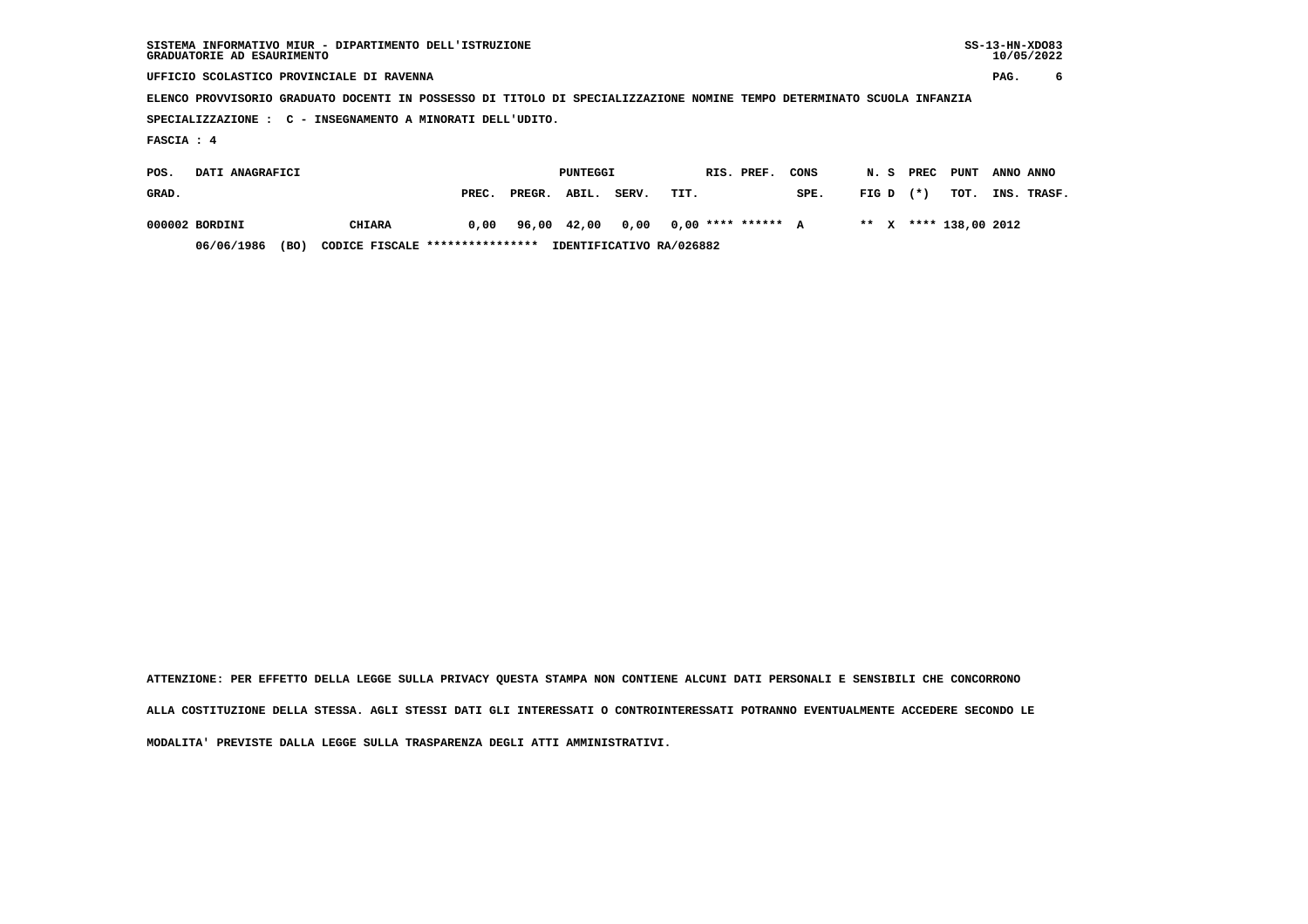SISTEMA INFORMATIVO MIUR - DIPARTIMENTO DELL'ISTRUZIONE
GRADUATORIE AD ESAURIMENTO

UFFICIO SCOLASTICO PROVINCIALE DI RAVENNA

ELENCO PROVVISORIO GRADUATO DOCENTI IN POSSESSO DI TITOLO DI SPECIALIZZAZIONE NOMINE TEMPO DETERMINATO SCUOLA INFANZIA

SPECIALIZZAZIONE : C - INSEGNAMENTO A MINORATI DELL'UDITO.

FASCIA : 4

| POS. GRAD. | DATI ANAGRAFICI | | PUNTEGGI PREC. | PREGR. | ABIL. | SERV. | TIT. | RIS. | PREF. | CONS SPE. | N. FIG | S D | PREC (*) | PUNT TOT. | ANNO INS. | ANNO TRASF. |
|---|---|---|---|---|---|---|---|---|---|---|---|---|---|---|---|---|
| 000002 | BORDINI | CHIARA | 0,00 | 96,00 | 42,00 | 0,00 | 0,00 | **** | ****** | A | ** | X | **** | 138,00 | 2012 | |
| | 06/06/1986 (BO) | CODICE FISCALE **************** IDENTIFICATIVO RA/026882 | | | | | | | | | | | | | | |

ATTENZIONE: PER EFFETTO DELLA LEGGE SULLA PRIVACY QUESTA STAMPA NON CONTIENE ALCUNI DATI PERSONALI E SENSIBILI CHE CONCORRONO ALLA COSTITUZIONE DELLA STESSA. AGLI STESSI DATI GLI INTERESSATI O CONTROINTERESSATI POTRANNO EVENTUALMENTE ACCEDERE SECONDO LE MODALITA' PREVISTE DALLA LEGGE SULLA TRASPARENZA DEGLI ATTI AMMINISTRATIVI.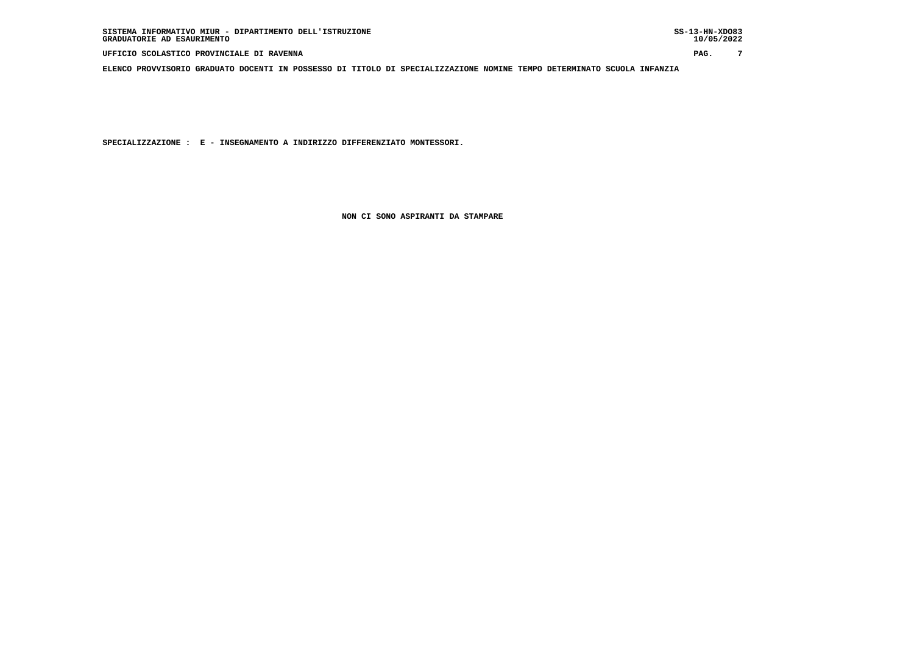SPECIALIZZAZIONE : E - INSEGNAMENTO A INDIRIZZO DIFFERENZIATO MONTESSORI.

NON CI SONO ASPIRANTI DA STAMPARE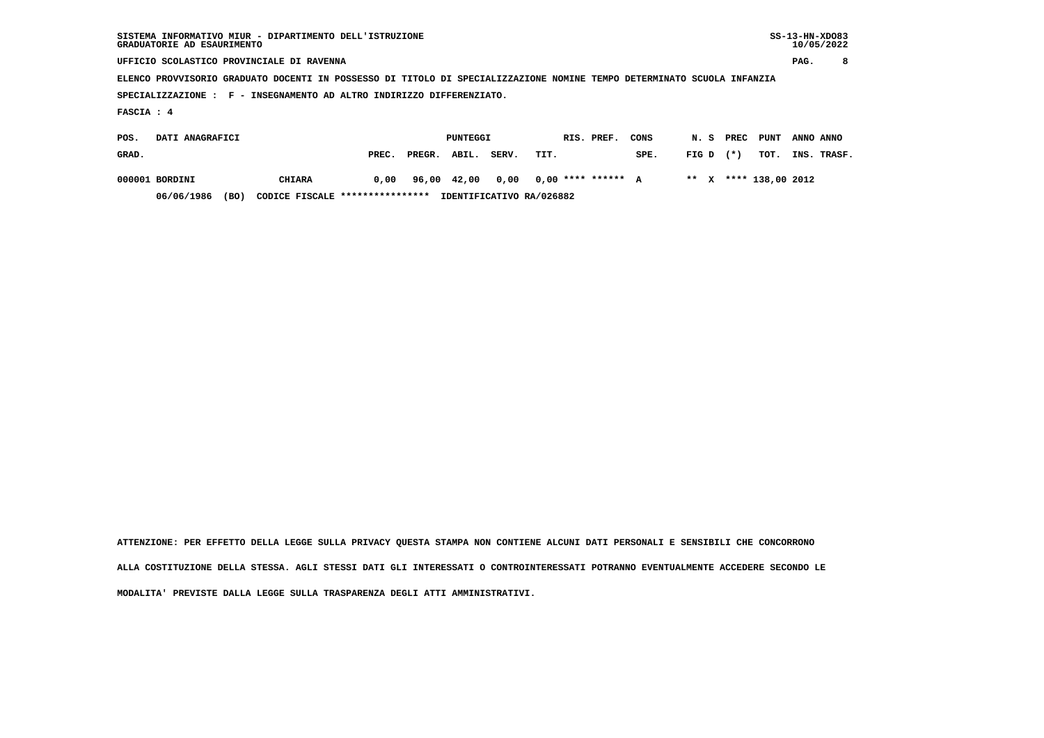SISTEMA INFORMATIVO MIUR - DIPARTIMENTO DELL'ISTRUZIONE
GRADUATORIE AD ESAURIMENTO

UFFICIO SCOLASTICO PROVINCIALE DI RAVENNA

ELENCO PROVVISORIO GRADUATO DOCENTI IN POSSESSO DI TITOLO DI SPECIALIZZAZIONE NOMINE TEMPO DETERMINATO SCUOLA INFANZIA

SPECIALIZZAZIONE : F - INSEGNAMENTO AD ALTRO INDIRIZZO DIFFERENZIATO.

FASCIA : 4

| POS. GRAD. | DATI ANAGRAFICI | | PUNTEGGI PREC. | PREGR. | ABIL. | SERV. | TIT. | RIS. | PREF. | CONS SPE. | N. FIG | S D | PREC (*) | PUNT TOT. | ANNO INS. | ANNO TRASF. |
|---|---|---|---|---|---|---|---|---|---|---|---|---|---|---|---|---|
| 000001 | BORDINI | CHIARA | 0,00 | 96,00 | 42,00 | 0,00 | 0,00 | **** | ****** | A | ** | X | **** | 138,00 | 2012 | |
| | 06/06/1986 (BO) | CODICE FISCALE **************** | IDENTIFICATIVO RA/026882 | | | | | | | | | | | | | |

ATTENZIONE: PER EFFETTO DELLA LEGGE SULLA PRIVACY QUESTA STAMPA NON CONTIENE ALCUNI DATI PERSONALI E SENSIBILI CHE CONCORRONO ALLA COSTITUZIONE DELLA STESSA. AGLI STESSI DATI GLI INTERESSATI O CONTROINTERESSATI POTRANNO EVENTUALMENTE ACCEDERE SECONDO LE MODALITA' PREVISTE DALLA LEGGE SULLA TRASPARENZA DEGLI ATTI AMMINISTRATIVI.